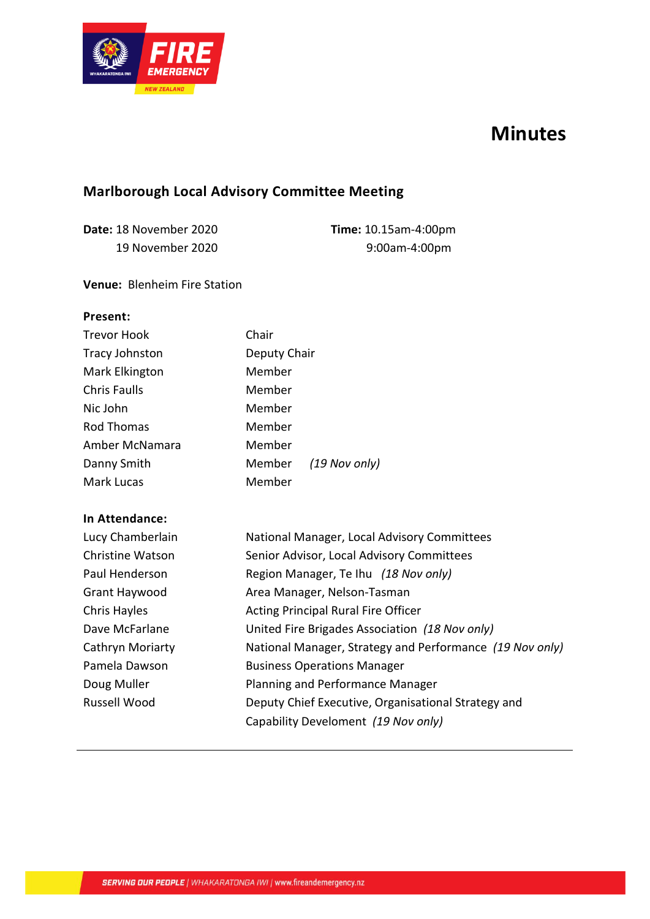# Minutes

## Marlborough Local Advisory Committee Meeting

**Date:** 18 November 2020 &nbsp;&nbsp;&nbsp;&nbsp; **Time:** 10.15am-4:00pm
19 November 2020 &nbsp;&nbsp;&nbsp;&nbsp; 9:00am-4:00pm

**Venue:** Blenheim Fire Station

**Present:**

| | |
|---|---|
| Trevor Hook | Chair |
| Tracy Johnston | Deputy Chair |
| Mark Elkington | Member |
| Chris Faulls | Member |
| Nic John | Member |
| Rod Thomas | Member |
| Amber McNamara | Member |
| Danny Smith | Member *(19 Nov only)* |
| Mark Lucas | Member |

**In Attendance:**

| | |
|---|---|
| Lucy Chamberlain | National Manager, Local Advisory Committees |
| Christine Watson | Senior Advisor, Local Advisory Committees |
| Paul Henderson | Region Manager, Te Ihu *(18 Nov only)* |
| Grant Haywood | Area Manager, Nelson-Tasman |
| Chris Hayles | Acting Principal Rural Fire Officer |
| Dave McFarlane | United Fire Brigades Association *(18 Nov only)* |
| Cathryn Moriarty | National Manager, Strategy and Performance *(19 Nov only)* |
| Pamela Dawson | Business Operations Manager |
| Doug Muller | Planning and Performance Manager |
| Russell Wood | Deputy Chief Executive, Organisational Strategy and Capability Develoment *(19 Nov only)* |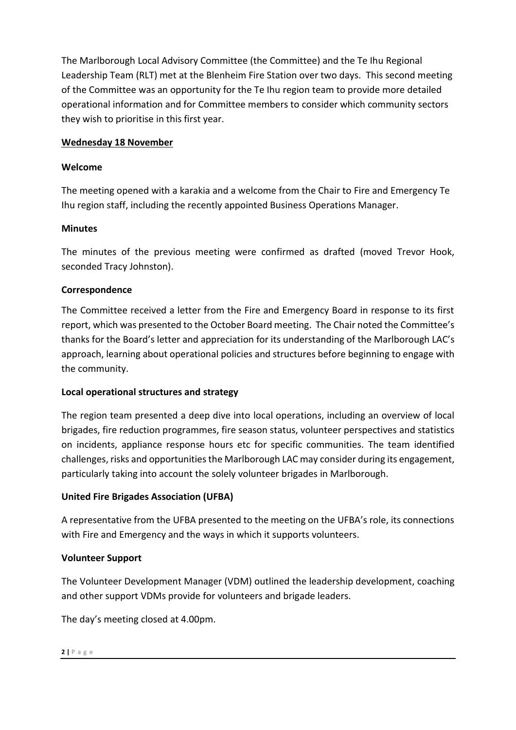The Marlborough Local Advisory Committee (the Committee) and the Te Ihu Regional Leadership Team (RLT) met at the Blenheim Fire Station over two days. This second meeting of the Committee was an opportunity for the Te Ihu region team to provide more detailed operational information and for Committee members to consider which community sectors they wish to prioritise in this first year.

**Wednesday 18 November**

**Welcome**

The meeting opened with a karakia and a welcome from the Chair to Fire and Emergency Te Ihu region staff, including the recently appointed Business Operations Manager.

**Minutes**

The minutes of the previous meeting were confirmed as drafted (moved Trevor Hook, seconded Tracy Johnston).

**Correspondence**

The Committee received a letter from the Fire and Emergency Board in response to its first report, which was presented to the October Board meeting. The Chair noted the Committee's thanks for the Board's letter and appreciation for its understanding of the Marlborough LAC's approach, learning about operational policies and structures before beginning to engage with the community.

**Local operational structures and strategy**

The region team presented a deep dive into local operations, including an overview of local brigades, fire reduction programmes, fire season status, volunteer perspectives and statistics on incidents, appliance response hours etc for specific communities. The team identified challenges, risks and opportunities the Marlborough LAC may consider during its engagement, particularly taking into account the solely volunteer brigades in Marlborough.

**United Fire Brigades Association (UFBA)**

A representative from the UFBA presented to the meeting on the UFBA's role, its connections with Fire and Emergency and the ways in which it supports volunteers.

**Volunteer Support**

The Volunteer Development Manager (VDM) outlined the leadership development, coaching and other support VDMs provide for volunteers and brigade leaders.

The day's meeting closed at 4.00pm.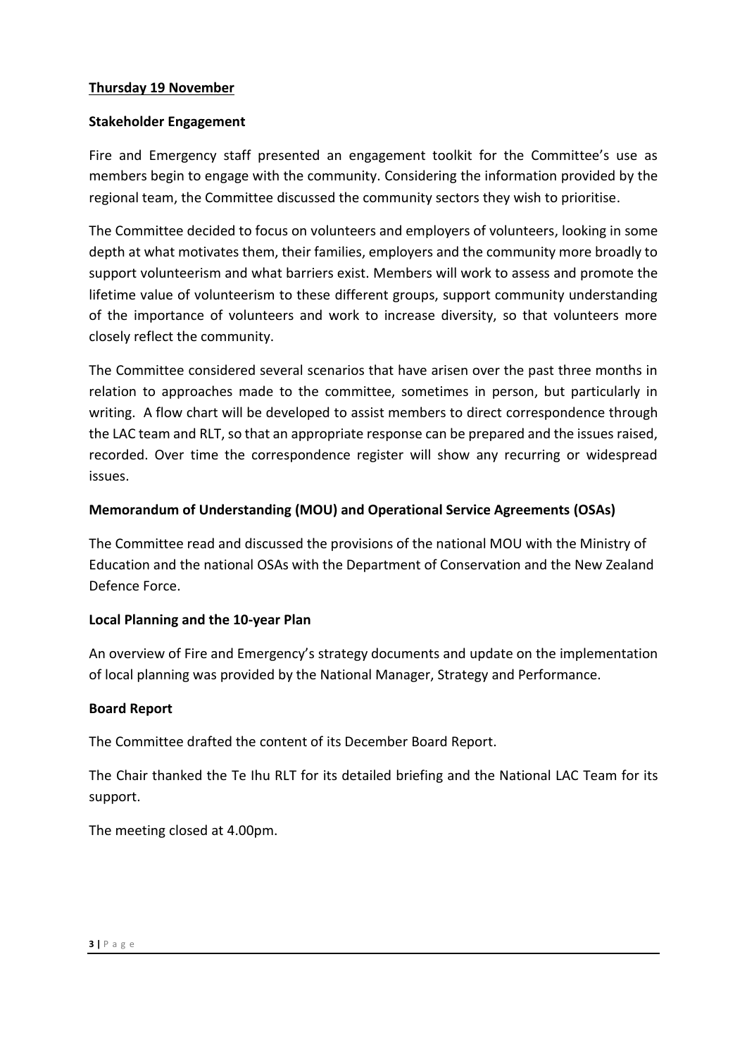**Thursday 19 November**

**Stakeholder Engagement**

Fire and Emergency staff presented an engagement toolkit for the Committee's use as members begin to engage with the community. Considering the information provided by the regional team, the Committee discussed the community sectors they wish to prioritise.

The Committee decided to focus on volunteers and employers of volunteers, looking in some depth at what motivates them, their families, employers and the community more broadly to support volunteerism and what barriers exist. Members will work to assess and promote the lifetime value of volunteerism to these different groups, support community understanding of the importance of volunteers and work to increase diversity, so that volunteers more closely reflect the community.

The Committee considered several scenarios that have arisen over the past three months in relation to approaches made to the committee, sometimes in person, but particularly in writing. A flow chart will be developed to assist members to direct correspondence through the LAC team and RLT, so that an appropriate response can be prepared and the issues raised, recorded. Over time the correspondence register will show any recurring or widespread issues.

**Memorandum of Understanding (MOU) and Operational Service Agreements (OSAs)**

The Committee read and discussed the provisions of the national MOU with the Ministry of Education and the national OSAs with the Department of Conservation and the New Zealand Defence Force.

**Local Planning and the 10-year Plan**

An overview of Fire and Emergency's strategy documents and update on the implementation of local planning was provided by the National Manager, Strategy and Performance.

**Board Report**

The Committee drafted the content of its December Board Report.

The Chair thanked the Te Ihu RLT for its detailed briefing and the National LAC Team for its support.

The meeting closed at 4.00pm.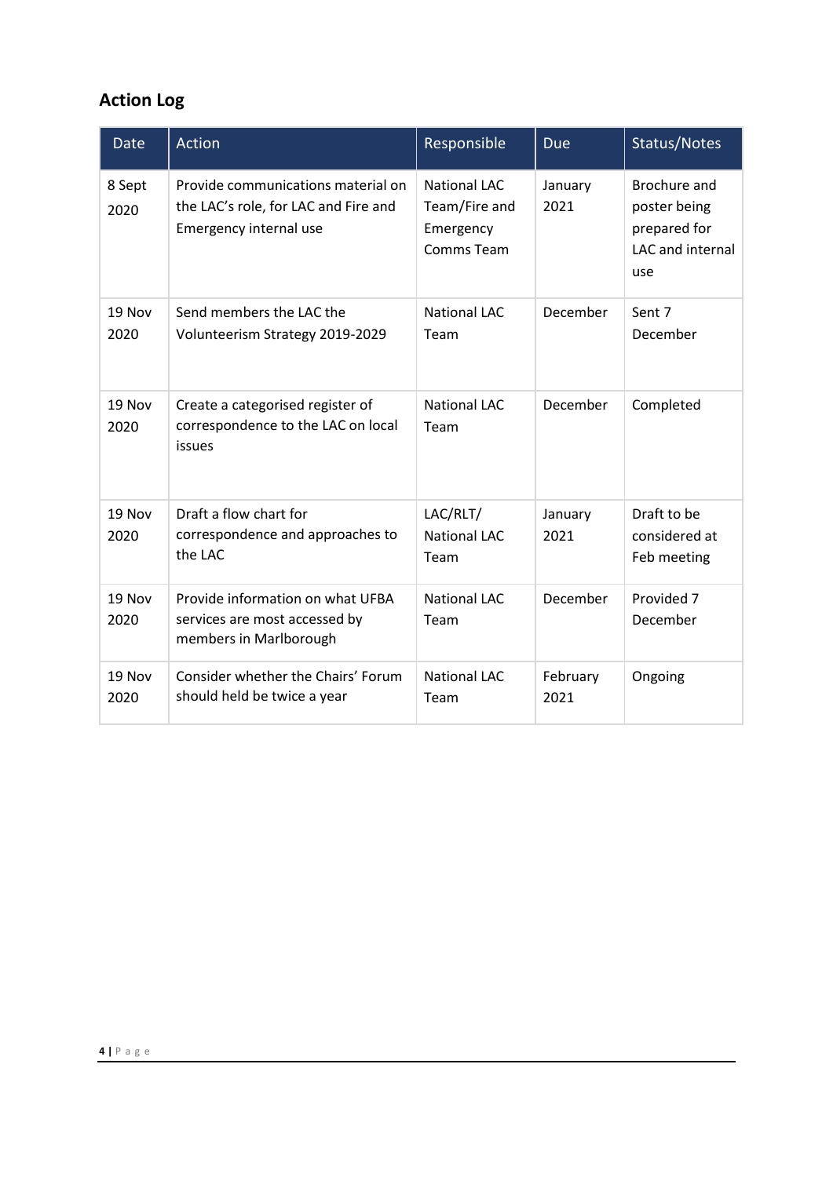## Action Log

| Date | Action | Responsible | Due | Status/Notes |
|---|---|---|---|---|
| 8 Sept 2020 | Provide communications material on the LAC's role, for LAC and Fire and Emergency internal use | National LAC Team/Fire and Emergency Comms Team | January 2021 | Brochure and poster being prepared for LAC and internal use |
| 19 Nov 2020 | Send members the LAC the Volunteerism Strategy 2019-2029 | National LAC Team | December | Sent 7 December |
| 19 Nov 2020 | Create a categorised register of correspondence to the LAC on local issues | National LAC Team | December | Completed |
| 19 Nov 2020 | Draft a flow chart for correspondence and approaches to the LAC | LAC/RLT/ National LAC Team | January 2021 | Draft to be considered at Feb meeting |
| 19 Nov 2020 | Provide information on what UFBA services are most accessed by members in Marlborough | National LAC Team | December | Provided 7 December |
| 19 Nov 2020 | Consider whether the Chairs' Forum should held be twice a year | National LAC Team | February 2021 | Ongoing |